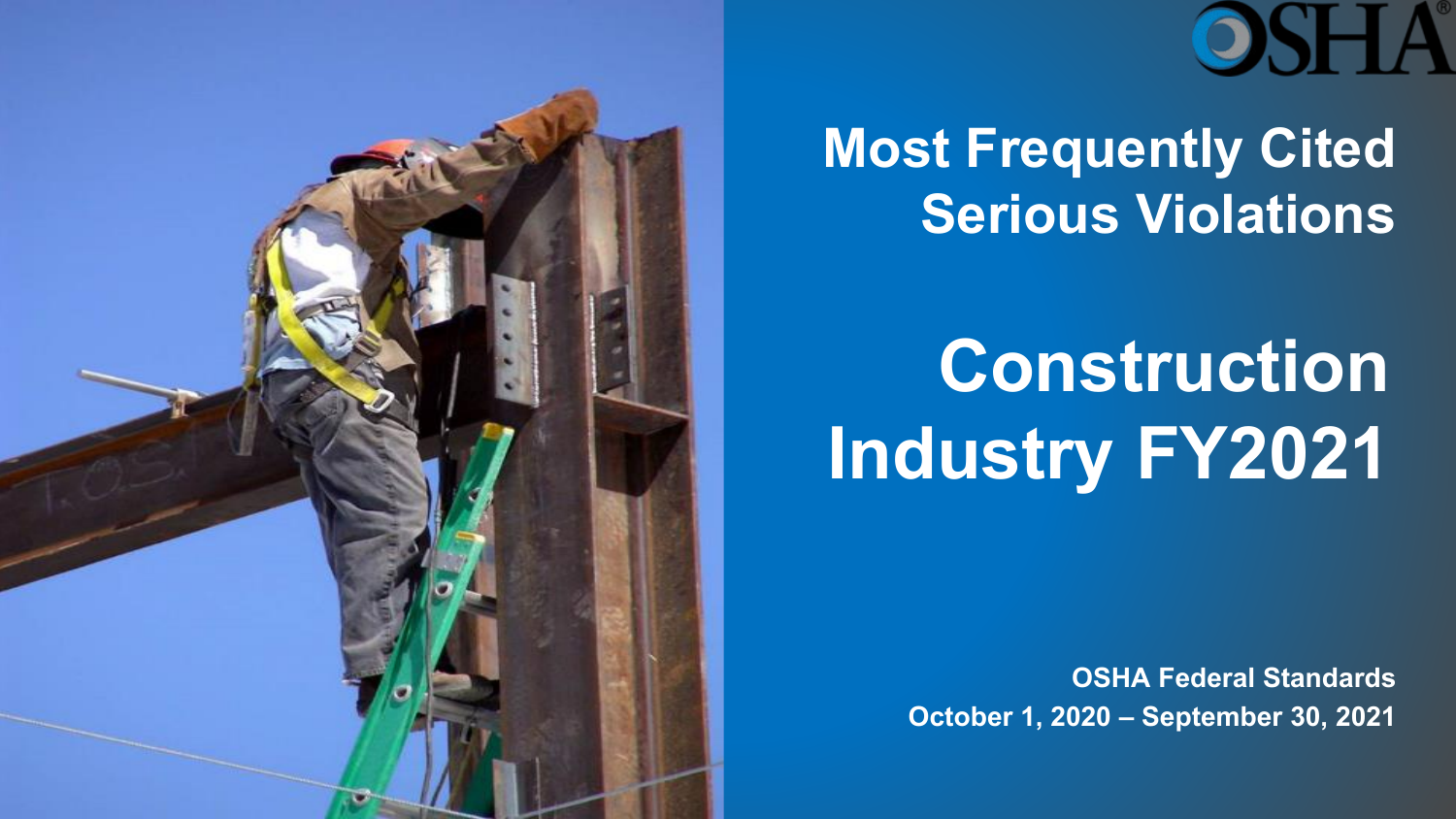# Most Frequently Cited Serious Violations

# Construction Industry FY2021

**OSHA Federal Standards**

**October 1, 2020 – September 30, 2021**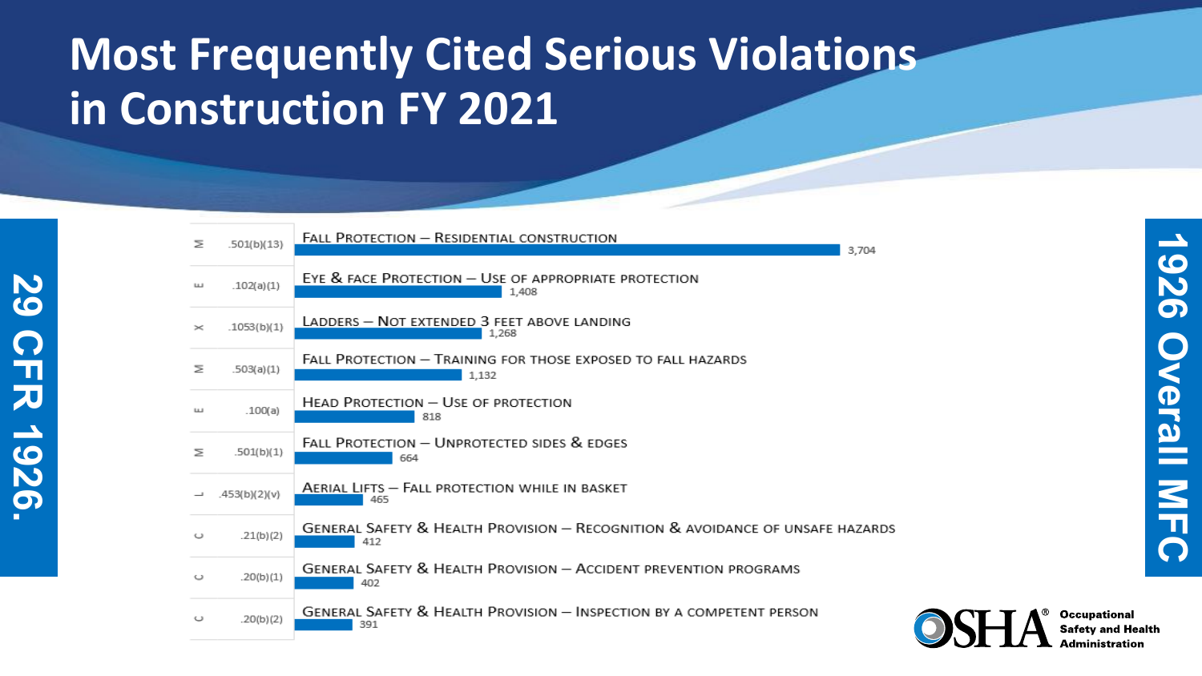# Most Frequently Cited Serious Violations in Construction FY 2021

29 CFR 1926.

| Subpart | Standard | Description | Citations |
|---|---|---|---|
| M | .501(b)(13) | Fall Protection – Residential construction | 3,704 |
| E | .102(a)(1) | Eye & face protection – Use of appropriate protection | 1,408 |
| X | .1053(b)(1) | Ladders – Not extended 3 feet above landing | 1,268 |
| M | .503(a)(1) | Fall Protection – Training for those exposed to fall hazards | 1,132 |
| E | .100(a) | Head Protection – Use of protection | 818 |
| M | .501(b)(1) | Fall Protection – Unprotected sides & edges | 664 |
| L | .453(b)(2)(v) | Aerial Lifts – Fall protection while in basket | 465 |
| C | .21(b)(2) | General Safety & Health Provision – Recognition & avoidance of unsafe hazards | 412 |
| C | .20(b)(1) | General Safety & Health Provision – Accident prevention programs | 402 |
| C | .20(b)(2) | General Safety & Health Provision – Inspection by a competent person | 391 |

1926 Overall MFC

OSHA® Occupational Safety and Health Administration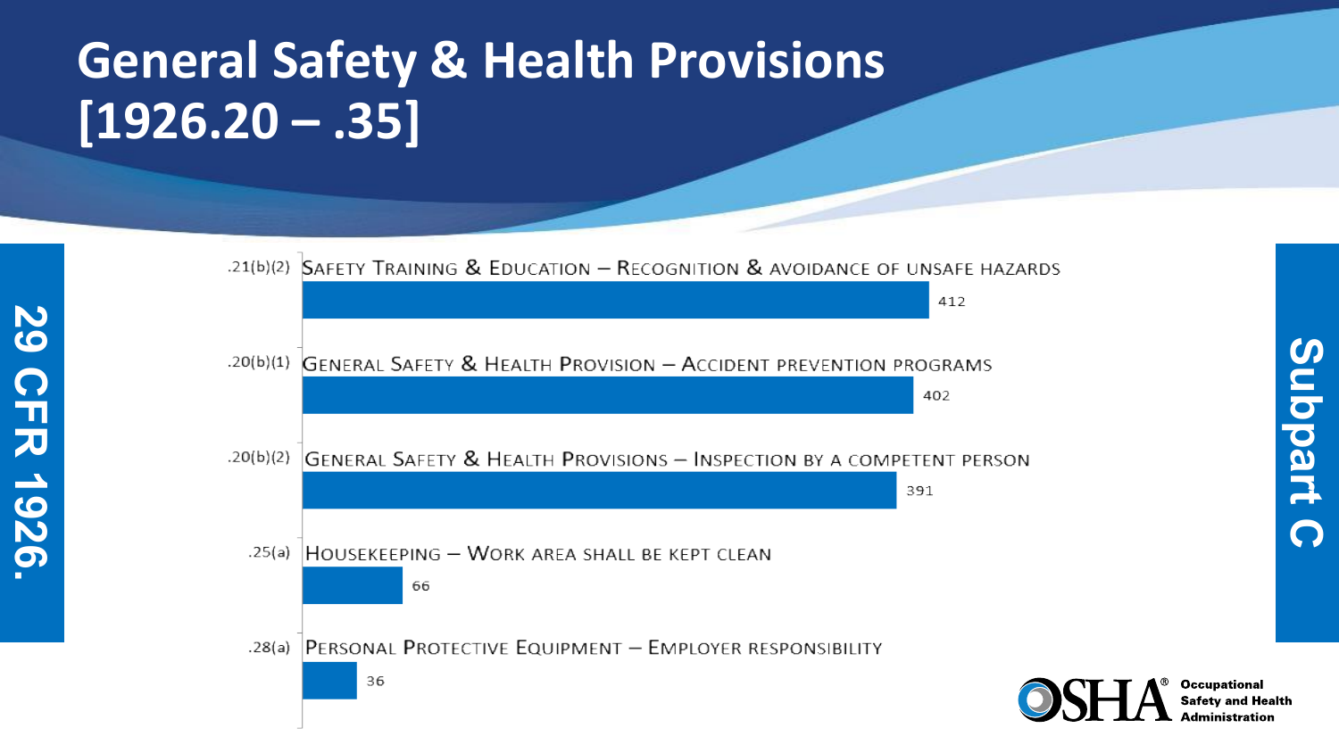# General Safety & Health Provisions [1926.20 – .35]

29 CFR 1926.

Subpart C

| Section | Provision | Count |
| --- | --- | --- |
| .21(b)(2) | Safety Training & Education – Recognition & avoidance of unsafe hazards | 412 |
| .20(b)(1) | General Safety & Health Provision – Accident prevention programs | 402 |
| .20(b)(2) | General Safety & Health Provisions – Inspection by a competent person | 391 |
| .25(a) | Housekeeping – Work area shall be kept clean | 66 |
| .28(a) | Personal Protective Equipment – Employer responsibility | 36 |

OSHA® Occupational Safety and Health Administration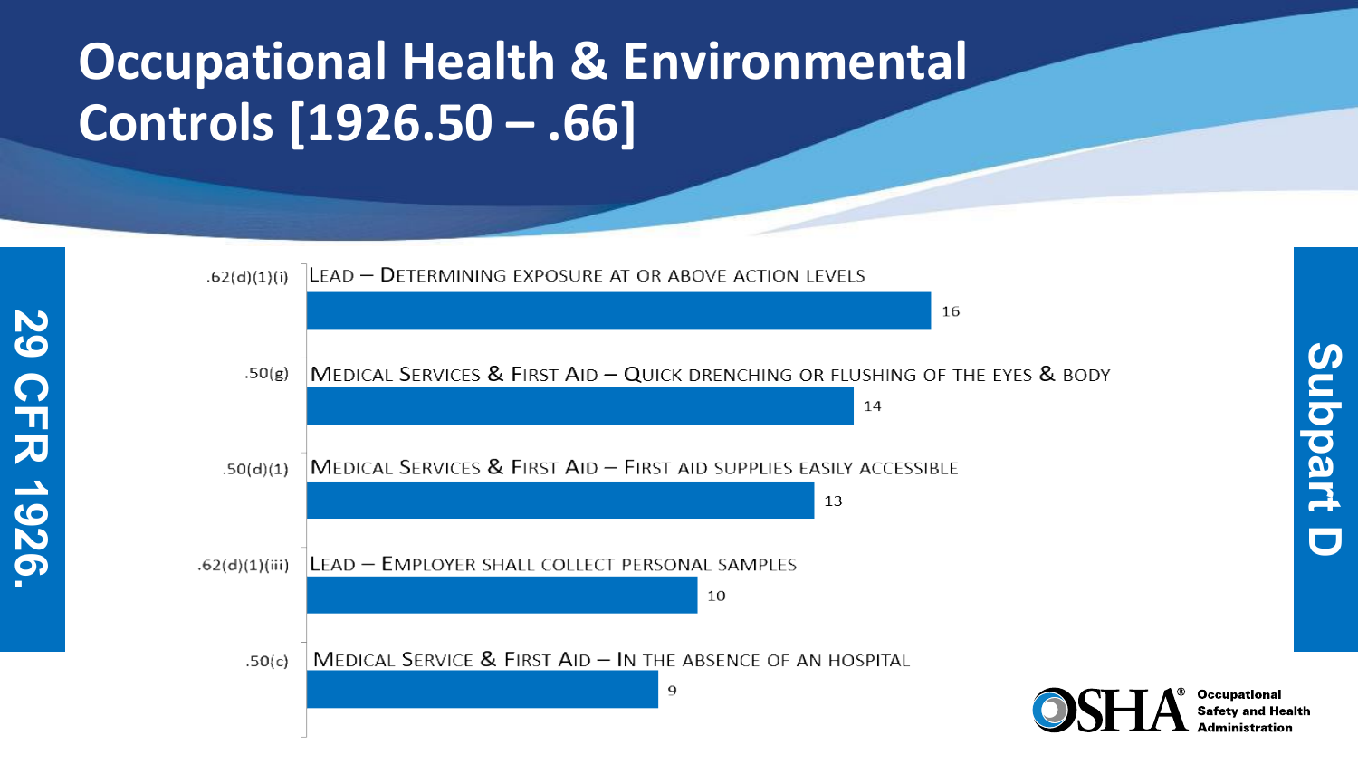# Occupational Health & Environmental Controls [1926.50 – .66]

29 CFR 1926.

Subpart D

| Section | Description | Count |
| --- | --- | --- |
| .62(d)(1)(i) | Lead – Determining exposure at or above action levels | 16 |
| .50(g) | Medical Services & First Aid – Quick drenching or flushing of the eyes & body | 14 |
| .50(d)(1) | Medical Services & First Aid – First aid supplies easily accessible | 13 |
| .62(d)(1)(iii) | Lead – Employer shall collect personal samples | 10 |
| .50(c) | Medical Service & First Aid – In the absence of an hospital | 9 |

OSHA® Occupational Safety and Health Administration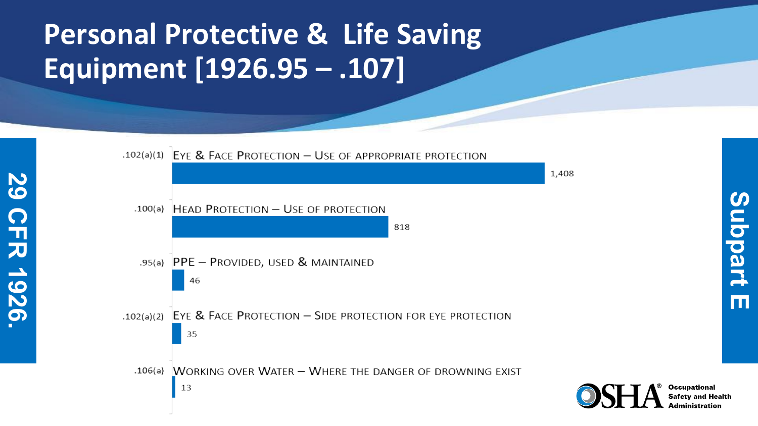# Personal Protective & Life Saving Equipment [1926.95 – .107]

**29 CFR 1926.**

**Subpart E**

| Section | Description | Count |
|---|---|---|
| .102(a)(1) | Eye & Face Protection – Use of appropriate protection | 1,408 |
| .100(a) | Head Protection – Use of protection | 818 |
| .95(a) | PPE – Provided, used & maintained | 46 |
| .102(a)(2) | Eye & Face Protection – Side protection for eye protection | 35 |
| .106(a) | Working over Water – Where the danger of drowning exist | 13 |

OSHA® Occupational Safety and Health Administration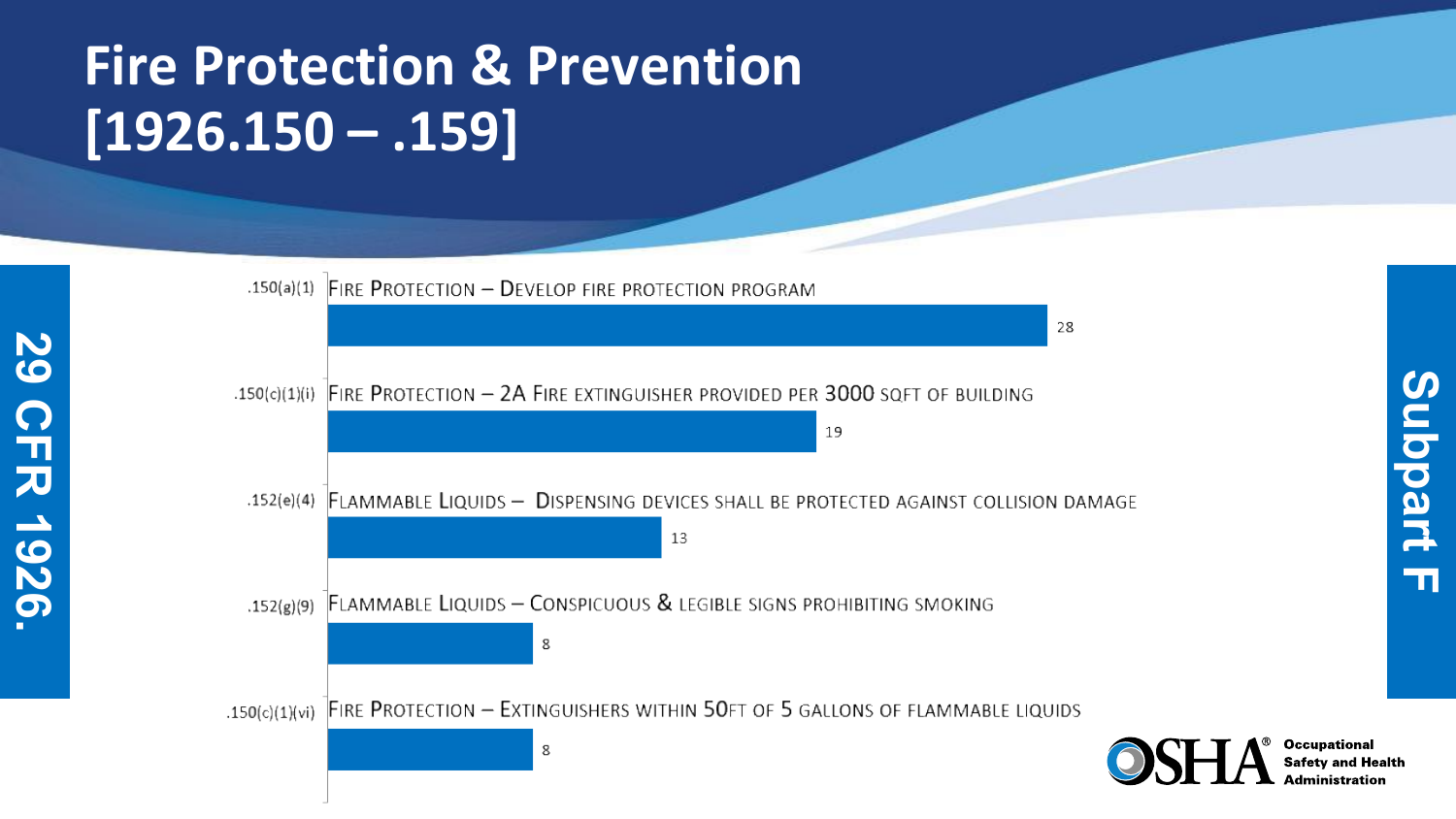# Fire Protection & Prevention [1926.150 – .159]

**29 CFR 1926.**

**Subpart F**

| Standard | Description | Count |
|---|---|---|
| .150(a)(1) | Fire Protection – Develop fire protection program | 28 |
| .150(c)(1)(i) | Fire Protection – 2A Fire extinguisher provided per 3000 sqft of building | 19 |
| .152(e)(4) | Flammable Liquids – Dispensing devices shall be protected against collision damage | 13 |
| .152(g)(9) | Flammable Liquids – Conspicuous & legible signs prohibiting smoking | 8 |
| .150(c)(1)(vi) | Fire Protection – Extinguishers within 50ft of 5 gallons of flammable liquids | 8 |

OSHA® Occupational Safety and Health Administration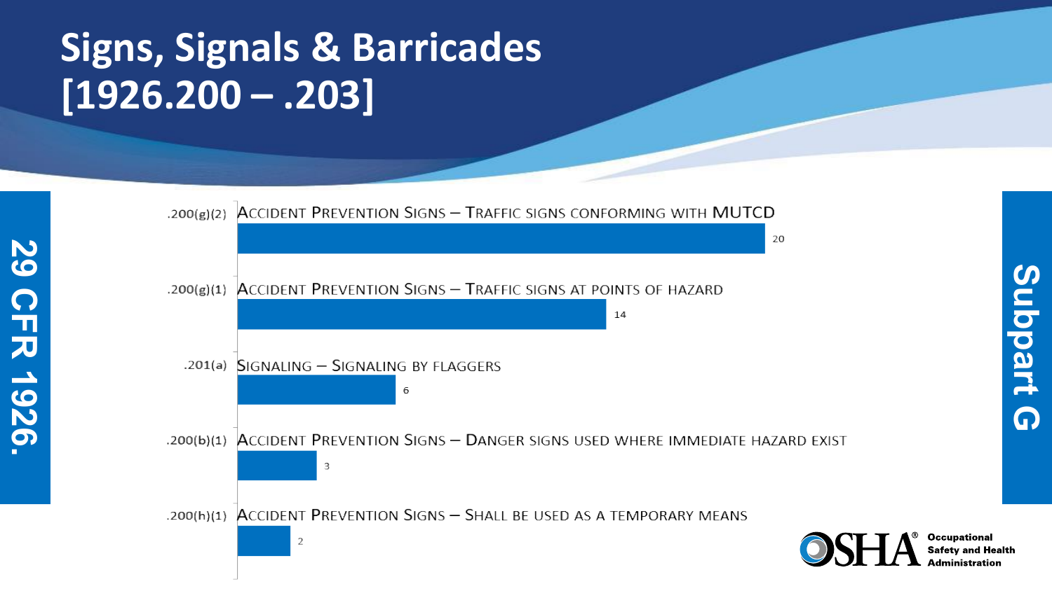# Signs, Signals & Barricades [1926.200 – .203]

29 CFR 1926.

Subpart G

| Standard | Description | Count |
|---|---|---|
| .200(g)(2) | Accident Prevention Signs – Traffic signs conforming with MUTCD | 20 |
| .200(g)(1) | Accident Prevention Signs – Traffic signs at points of hazard | 14 |
| .201(a) | Signaling – Signaling by flaggers | 6 |
| .200(b)(1) | Accident Prevention Signs – Danger signs used where immediate hazard exist | 3 |
| .200(h)(1) | Accident Prevention Signs – Shall be used as a temporary means | 2 |

OSHA® Occupational Safety and Health Administration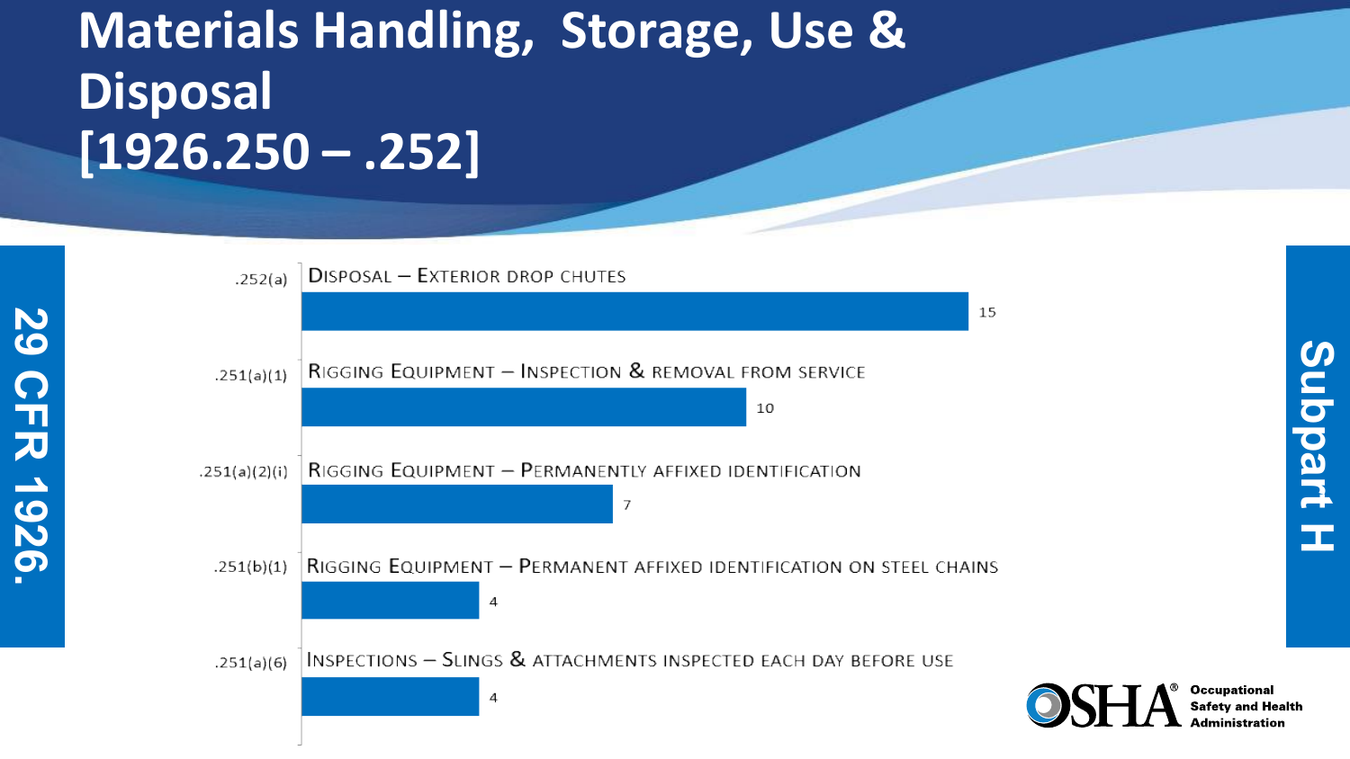# Materials Handling, Storage, Use & Disposal [1926.250 – .252]

29 CFR 1926.

Subpart H

| Section | Description | Count |
| --- | --- | --- |
| .252(a) | Disposal – Exterior drop chutes | 15 |
| .251(a)(1) | Rigging Equipment – Inspection & removal from service | 10 |
| .251(a)(2)(i) | Rigging Equipment – Permanently affixed identification | 7 |
| .251(b)(1) | Rigging Equipment – Permanent affixed identification on steel chains | 4 |
| .251(a)(6) | Inspections – Slings & attachments inspected each day before use | 4 |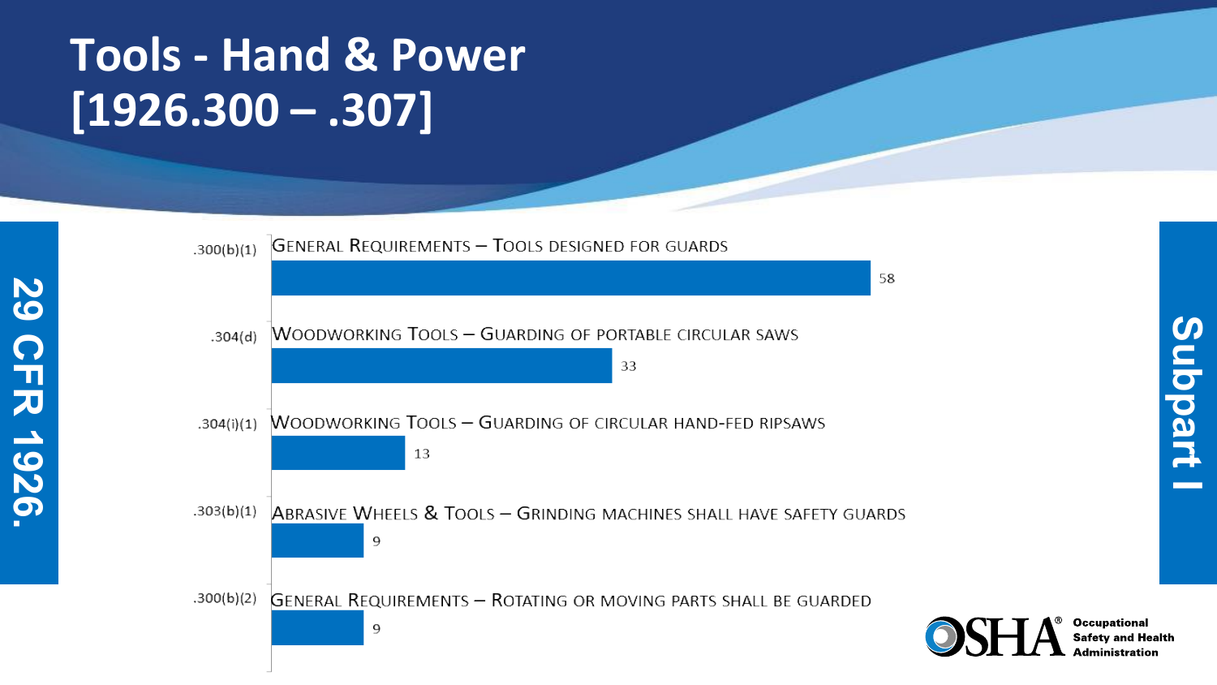# Tools - Hand & Power [1926.300 – .307]

**29 CFR 1926.**

**Subpart I**

| Section | Description | Count |
| --- | --- | --- |
| .300(b)(1) | General Requirements – Tools designed for guards | 58 |
| .304(d) | Woodworking Tools – Guarding of portable circular saws | 33 |
| .304(i)(1) | Woodworking Tools – Guarding of circular hand-fed ripsaws | 13 |
| .303(b)(1) | Abrasive Wheels & Tools – Grinding machines shall have safety guards | 9 |
| .300(b)(2) | General Requirements – Rotating or moving parts shall be guarded | 9 |

OSHA® Occupational Safety and Health Administration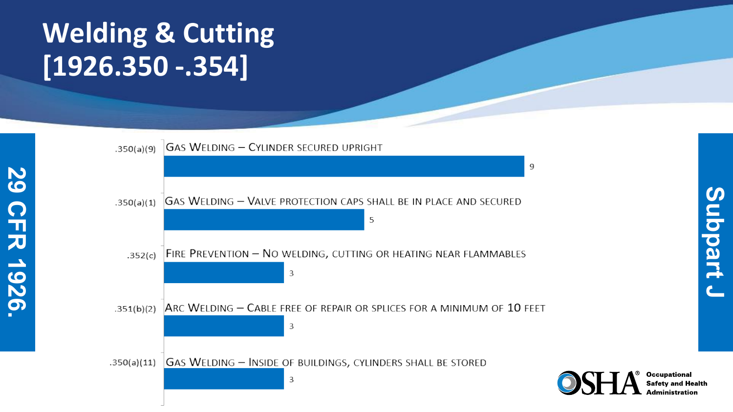# Welding & Cutting [1926.350 -.354]

**29 CFR 1926.**

**Subpart J**

| Standard | Description | Count |
| --- | --- | --- |
| .350(a)(9) | Gas Welding – Cylinder secured upright | 9 |
| .350(a)(1) | Gas Welding – Valve protection caps shall be in place and secured | 5 |
| .352(c) | Fire Prevention – No welding, cutting or heating near flammables | 3 |
| .351(b)(2) | Arc Welding – Cable free of repair or splices for a minimum of 10 feet | 3 |
| .350(a)(11) | Gas Welding – Inside of buildings, cylinders shall be stored | 3 |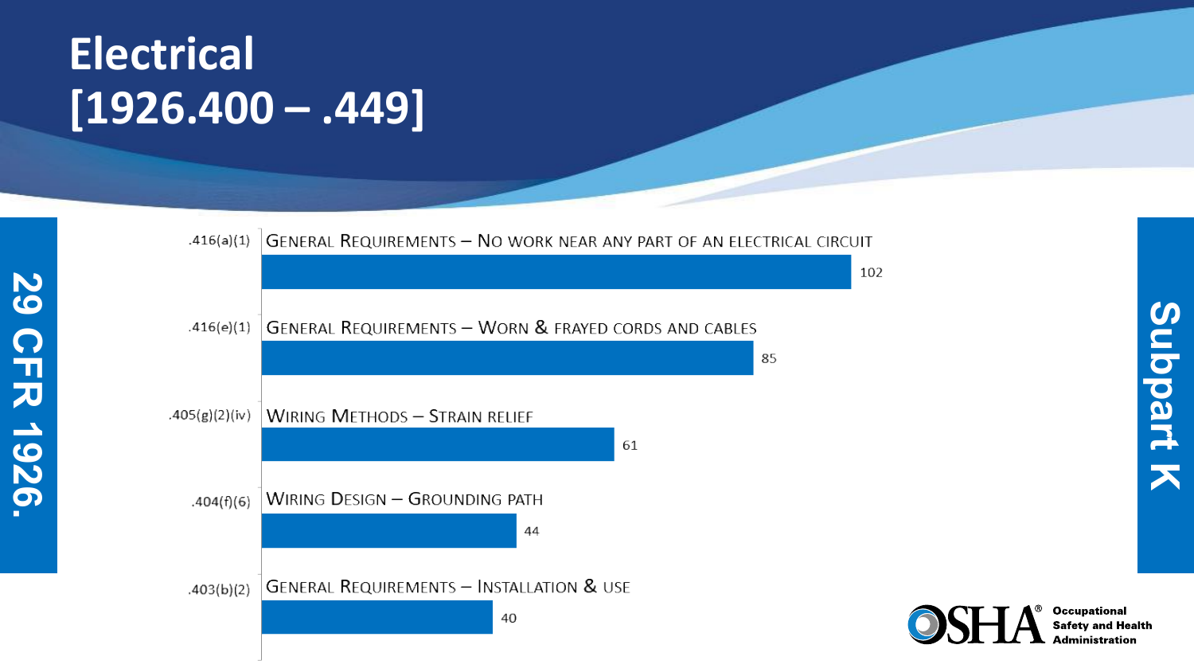# Electrical [1926.400 – .449]

29 CFR 1926.

Subpart K

| Standard | Description | Citations |
|---|---|---|
| .416(a)(1) | General Requirements – No work near any part of an electrical circuit | 102 |
| .416(e)(1) | General Requirements – Worn & frayed cords and cables | 85 |
| .405(g)(2)(iv) | Wiring Methods – Strain relief | 61 |
| .404(f)(6) | Wiring Design – Grounding path | 44 |
| .403(b)(2) | General Requirements – Installation & use | 40 |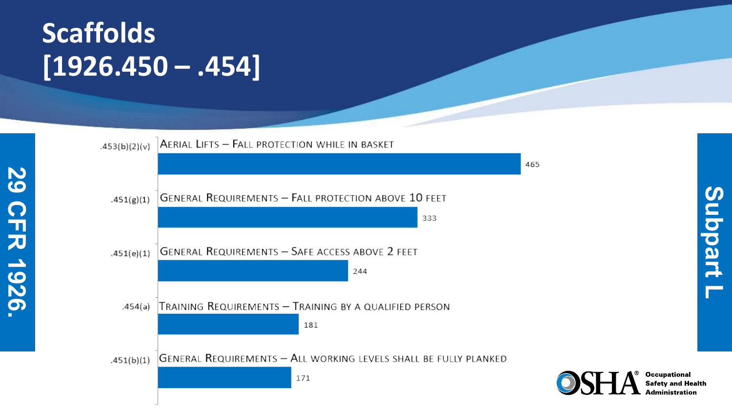# Scaffolds [1926.450 – .454]

**29 CFR 1926.**

**Subpart L**

| Section | Description | Count |
|---|---|---|
| .453(b)(2)(v) | Aerial Lifts – Fall protection while in basket | 465 |
| .451(g)(1) | General Requirements – Fall protection above 10 feet | 333 |
| .451(e)(1) | General Requirements – Safe access above 2 feet | 244 |
| .454(a) | Training Requirements – Training by a qualified person | 181 |
| .451(b)(1) | General Requirements – All working levels shall be fully planked | 171 |

OSHA® Occupational Safety and Health Administration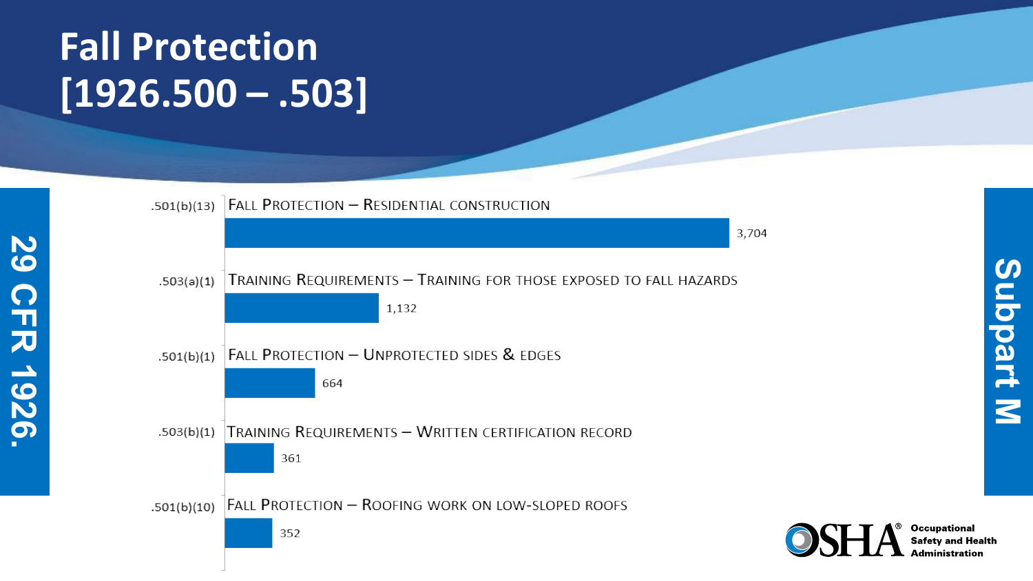# Fall Protection [1926.500 – .503]

**29 CFR 1926.**

**Subpart M**

| Section | Description | Count |
|---|---|---|
| .501(b)(13) | Fall Protection – Residential construction | 3,704 |
| .503(a)(1) | Training Requirements – Training for those exposed to fall hazards | 1,132 |
| .501(b)(1) | Fall Protection – Unprotected sides & edges | 664 |
| .503(b)(1) | Training Requirements – Written certification record | 361 |
| .501(b)(10) | Fall Protection – Roofing work on low-sloped roofs | 352 |

OSHA® Occupational Safety and Health Administration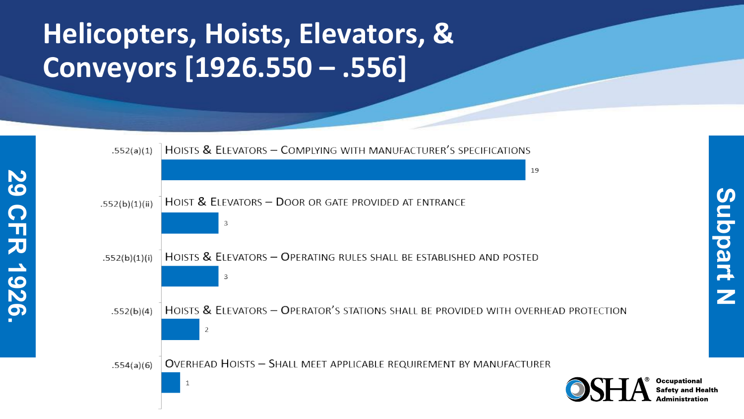# Helicopters, Hoists, Elevators, & Conveyors [1926.550 – .556]

29 CFR 1926.

Subpart N

| Section | Description | Count |
|---|---|---|
| .552(a)(1) | Hoists & Elevators – Complying with manufacturer's specifications | 19 |
| .552(b)(1)(ii) | Hoist & Elevators – Door or gate provided at entrance | 3 |
| .552(b)(1)(i) | Hoists & Elevators – Operating rules shall be established and posted | 3 |
| .552(b)(4) | Hoists & Elevators – Operator's stations shall be provided with overhead protection | 2 |
| .554(a)(6) | Overhead Hoists – Shall meet applicable requirement by manufacturer | 1 |

OSHA® Occupational Safety and Health Administration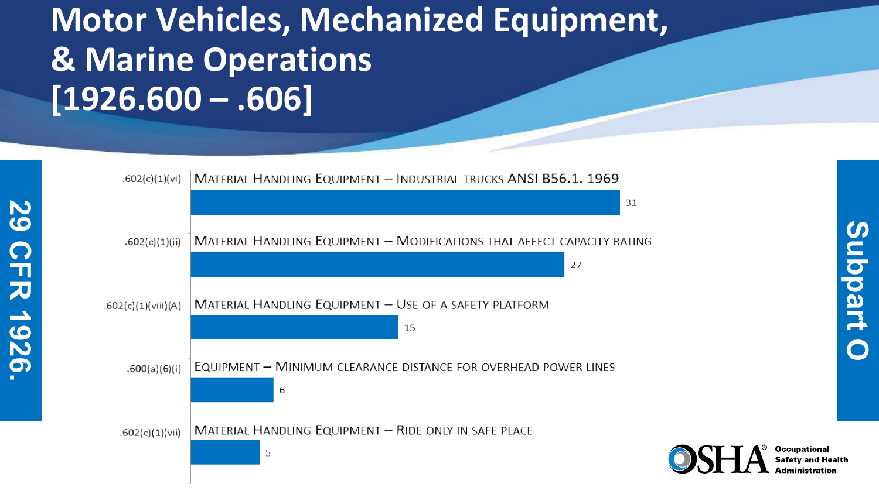# Motor Vehicles, Mechanized Equipment, & Marine Operations [1926.600 – .606]

**29 CFR 1926.**

**Subpart O**

| Standard | Description | Count |
| --- | --- | --- |
| .602(c)(1)(vi) | Material Handling Equipment – Industrial trucks ANSI B56.1. 1969 | 31 |
| .602(c)(1)(ii) | Material Handling Equipment – Modifications that affect capacity rating | 27 |
| .602(c)(1)(viii)(A) | Material Handling Equipment – Use of a safety platform | 15 |
| .600(a)(6)(i) | Equipment – Minimum clearance distance for overhead power lines | 6 |
| .602(c)(1)(vii) | Material Handling Equipment – Ride only in safe place | 5 |

OSHA® Occupational Safety and Health Administration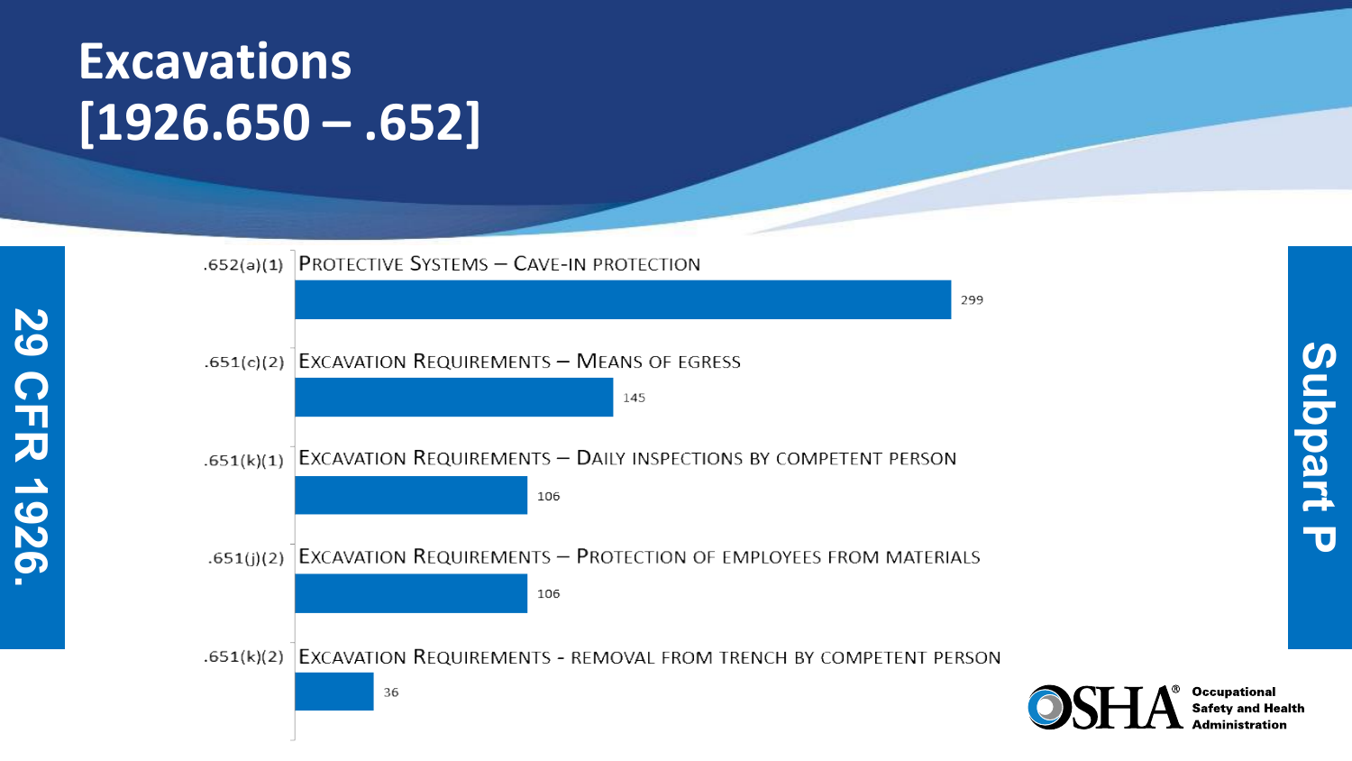# Excavations [1926.650 – .652]

29 CFR 1926.

Subpart P

| Standard | Description | Count |
|---|---|---|
| .652(a)(1) | Protective Systems – Cave-in protection | 299 |
| .651(c)(2) | Excavation Requirements – Means of egress | 145 |
| .651(k)(1) | Excavation Requirements – Daily inspections by competent person | 106 |
| .651(j)(2) | Excavation Requirements – Protection of employees from materials | 106 |
| .651(k)(2) | Excavation Requirements - removal from trench by competent person | 36 |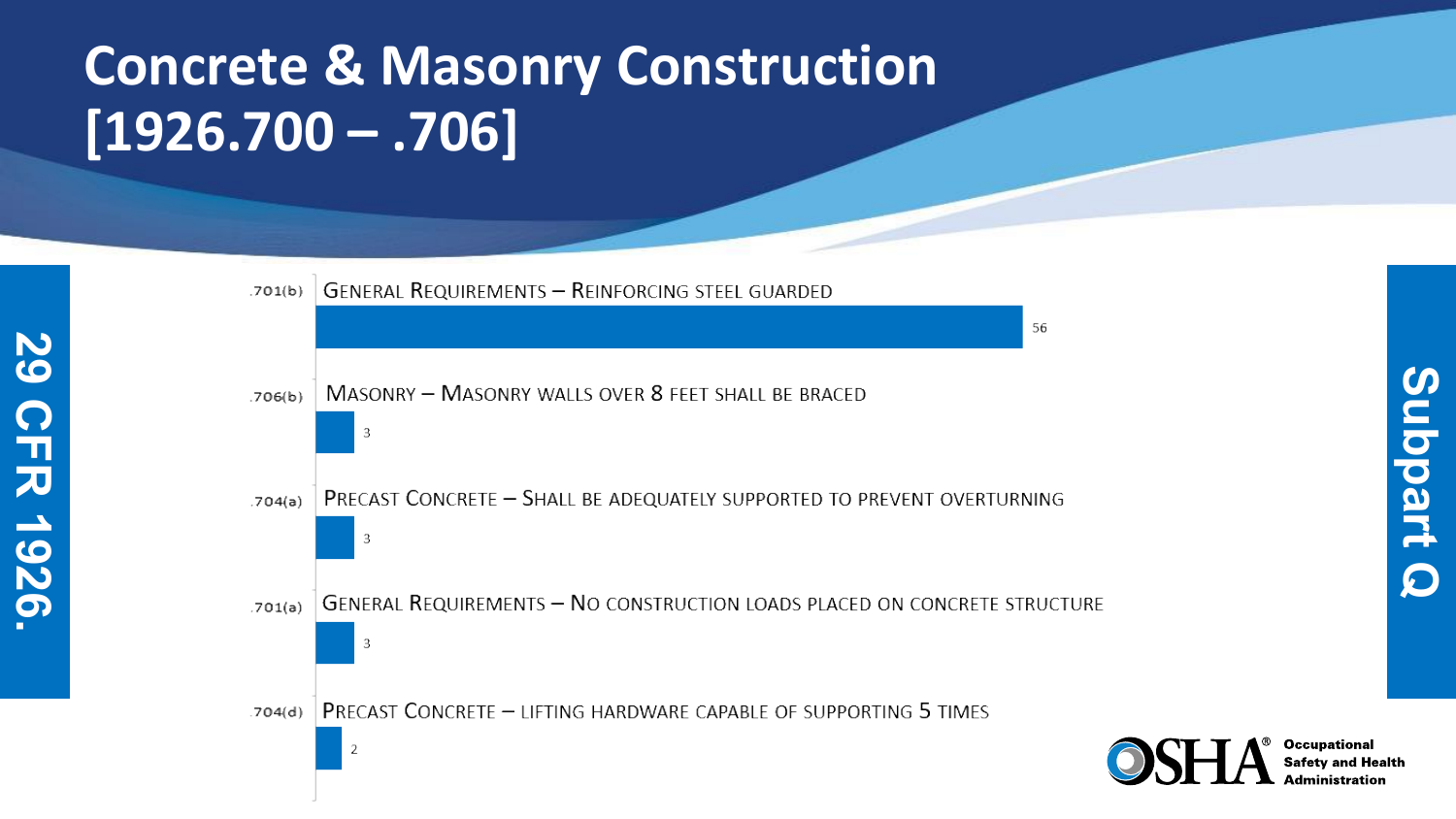# Concrete & Masonry Construction [1926.700 – .706]

29 CFR 1926.

Subpart Q

| Section | Description | Count |
|---|---|---|
| .701(b) | General Requirements – Reinforcing steel guarded | 56 |
| .706(b) | Masonry – Masonry walls over 8 feet shall be braced | 3 |
| .704(a) | Precast Concrete – Shall be adequately supported to prevent overturning | 3 |
| .701(a) | General Requirements – No construction loads placed on concrete structure | 3 |
| .704(d) | Precast Concrete – lifting hardware capable of supporting 5 times | 2 |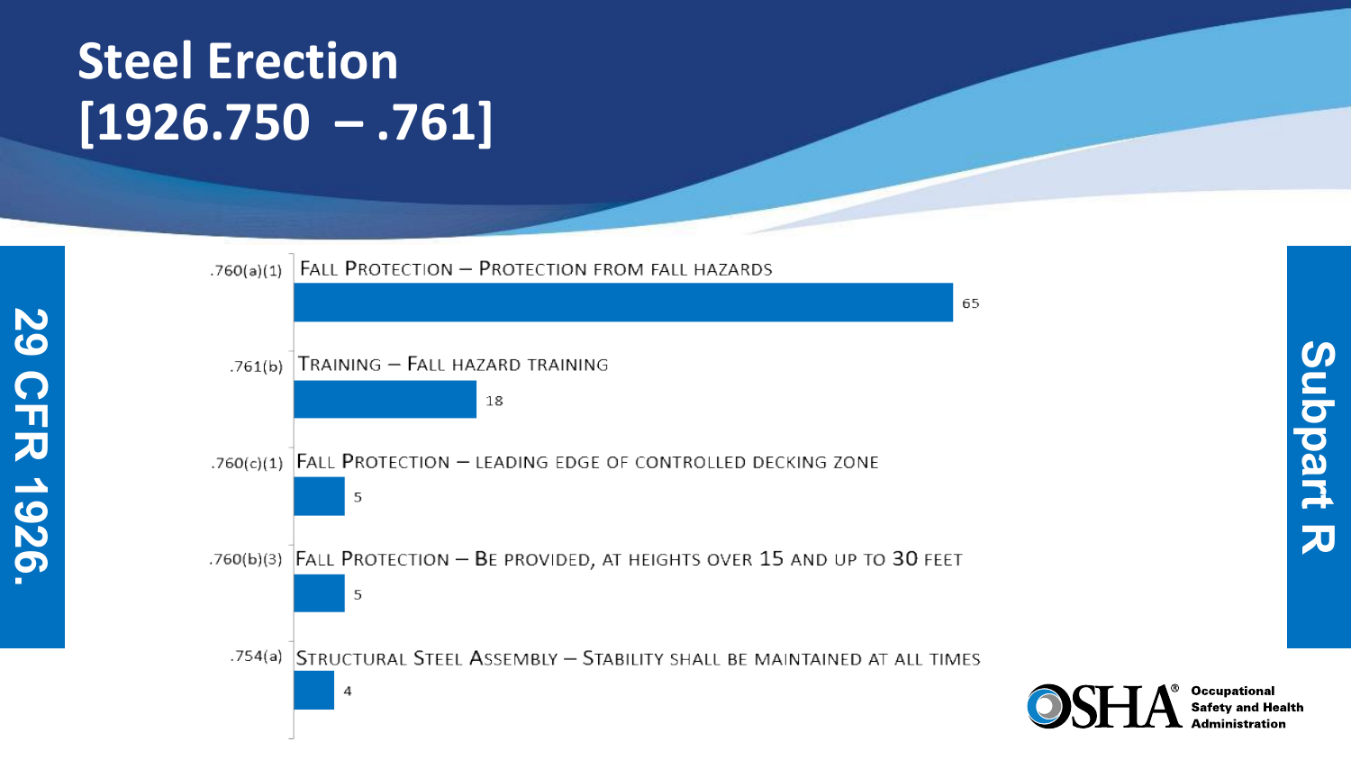# Steel Erection [1926.750 – .761]

**29 CFR 1926.**

**Subpart R**

| Section | Description | Count |
|---|---|---|
| .760(a)(1) | Fall Protection – Protection from fall hazards | 65 |
| .761(b) | Training – Fall hazard training | 18 |
| .760(c)(1) | Fall Protection – leading edge of controlled decking zone | 5 |
| .760(b)(3) | Fall Protection – Be provided, at heights over 15 and up to 30 feet | 5 |
| .754(a) | Structural Steel Assembly – Stability shall be maintained at all times | 4 |

OSHA® Occupational Safety and Health Administration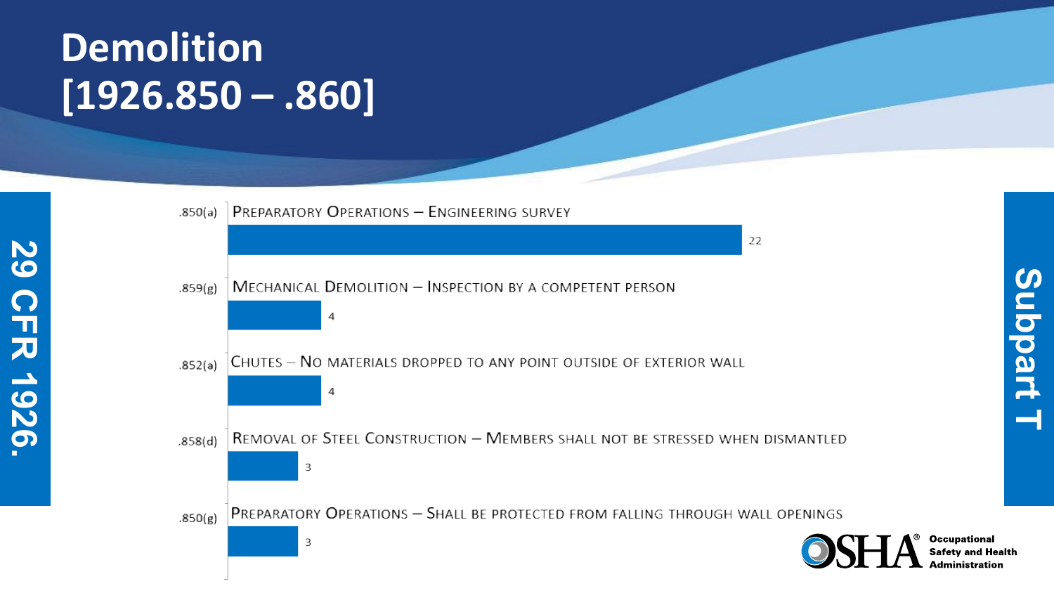# Demolition [1926.850 – .860]

29 CFR 1926.

Subpart T

| Standard | Description | Count |
|---|---|---|
| .850(a) | Preparatory Operations – Engineering survey | 22 |
| .859(g) | Mechanical Demolition – Inspection by a competent person | 4 |
| .852(a) | Chutes – No materials dropped to any point outside of exterior wall | 4 |
| .858(d) | Removal of Steel Construction – Members shall not be stressed when dismantled | 3 |
| .850(g) | Preparatory Operations – Shall be protected from falling through wall openings | 3 |

OSHA® Occupational Safety and Health Administration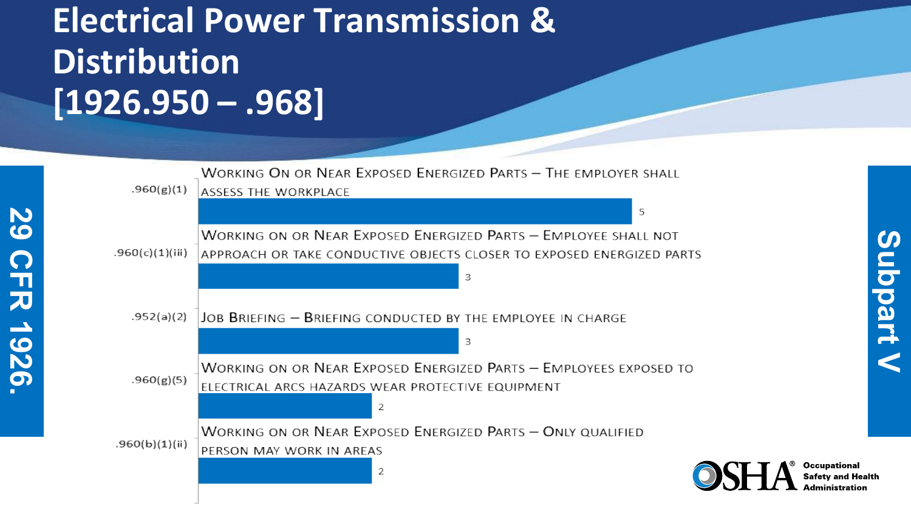# Electrical Power Transmission & Distribution [1926.950 – .968]

29 CFR 1926.

Subpart V

| Standard | Description | Count |
| --- | --- | --- |
| .960(g)(1) | Working On or Near Exposed Energized Parts – The employer shall assess the workplace | 5 |
| .960(c)(1)(iii) | Working on or Near Exposed Energized Parts – Employee shall not approach or take conductive objects closer to exposed energized parts | 3 |
| .952(a)(2) | Job Briefing – Briefing conducted by the employee in charge | 3 |
| .960(g)(5) | Working on or Near Exposed Energized Parts – Employees exposed to electrical arcs hazards wear protective equipment | 2 |
| .960(b)(1)(ii) | Working on or Near Exposed Energized Parts – Only qualified person may work in areas | 2 |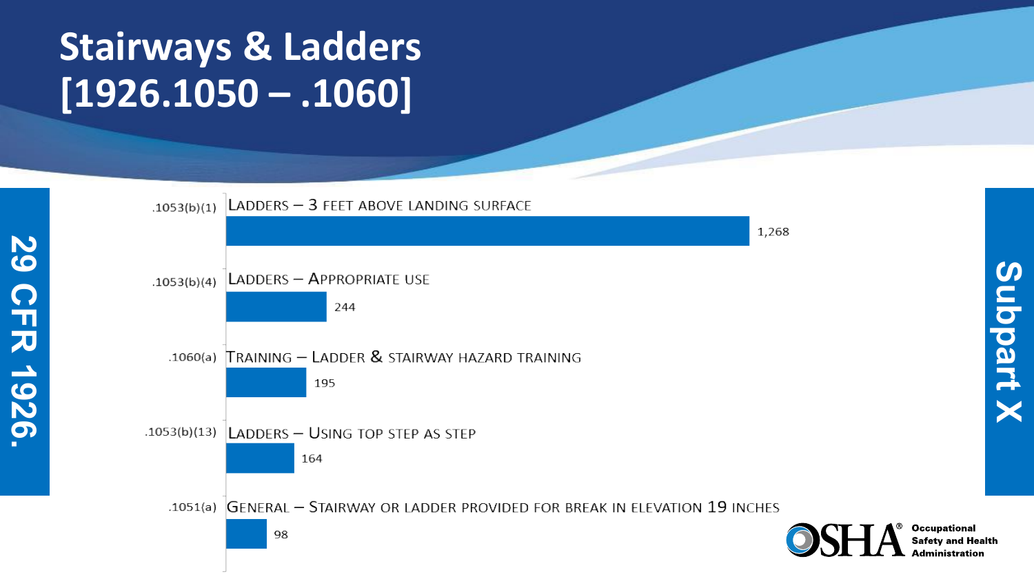# Stairways & Ladders [1926.1050 – .1060]

**29 CFR 1926.**

**Subpart X**

| Standard | Description | Citations |
|---|---|---|
| .1053(b)(1) | Ladders – 3 feet above landing surface | 1,268 |
| .1053(b)(4) | Ladders – Appropriate use | 244 |
| .1060(a) | Training – Ladder & stairway hazard training | 195 |
| .1053(b)(13) | Ladders – Using top step as step | 164 |
| .1051(a) | General – Stairway or ladder provided for break in elevation 19 inches | 98 |

OSHA® Occupational Safety and Health Administration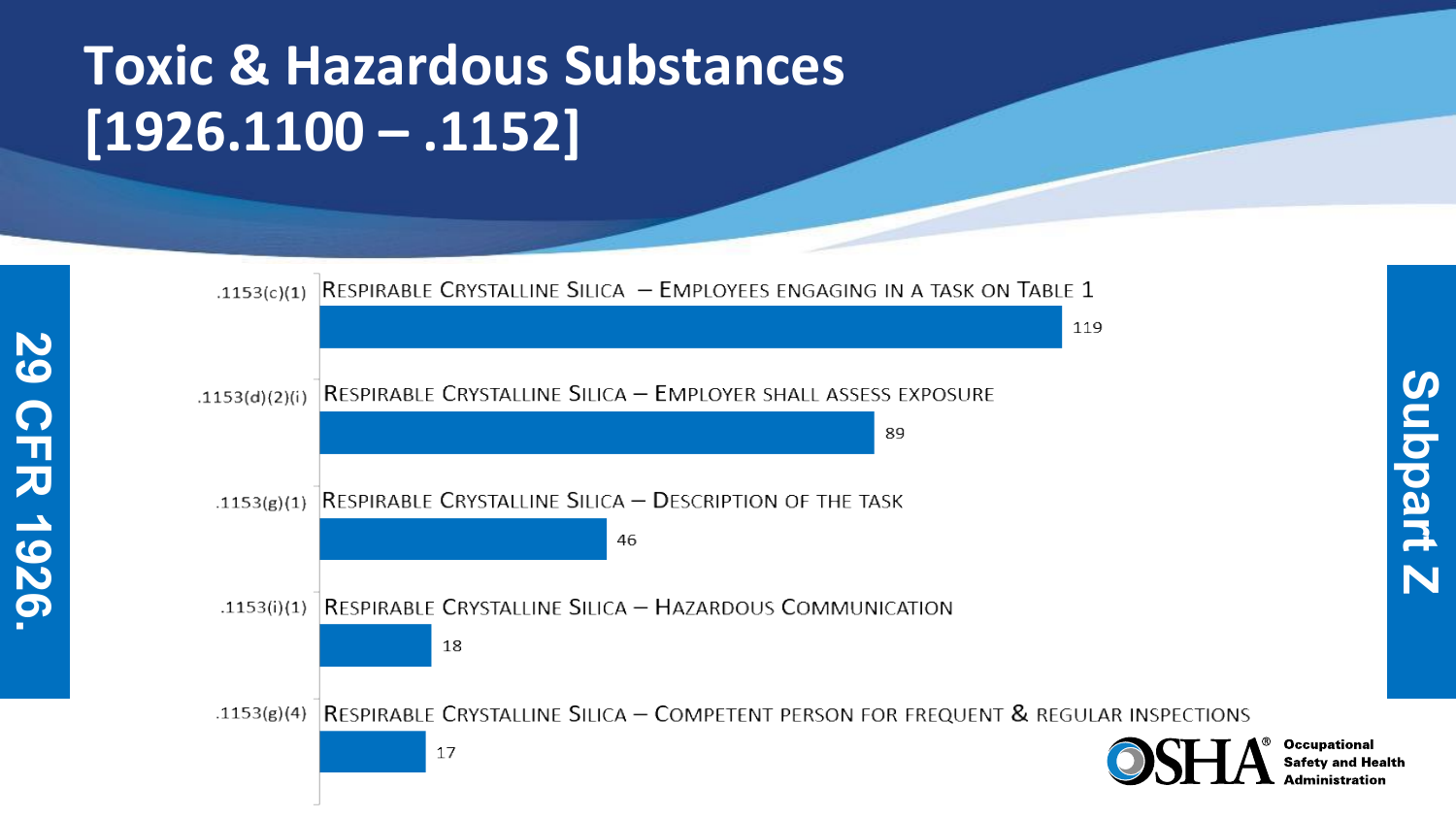# Toxic & Hazardous Substances [1926.1100 – .1152]

**29 CFR 1926.**

**Subpart Z**

| Standard | Description | Count |
|---|---|---|
| .1153(c)(1) | Respirable Crystalline Silica – Employees engaging in a task on Table 1 | 119 |
| .1153(d)(2)(i) | Respirable Crystalline Silica – Employer shall assess exposure | 89 |
| .1153(g)(1) | Respirable Crystalline Silica – Description of the task | 46 |
| .1153(i)(1) | Respirable Crystalline Silica – Hazardous Communication | 18 |
| .1153(g)(4) | Respirable Crystalline Silica – Competent person for frequent & regular inspections | 17 |

OSHA® Occupational Safety and Health Administration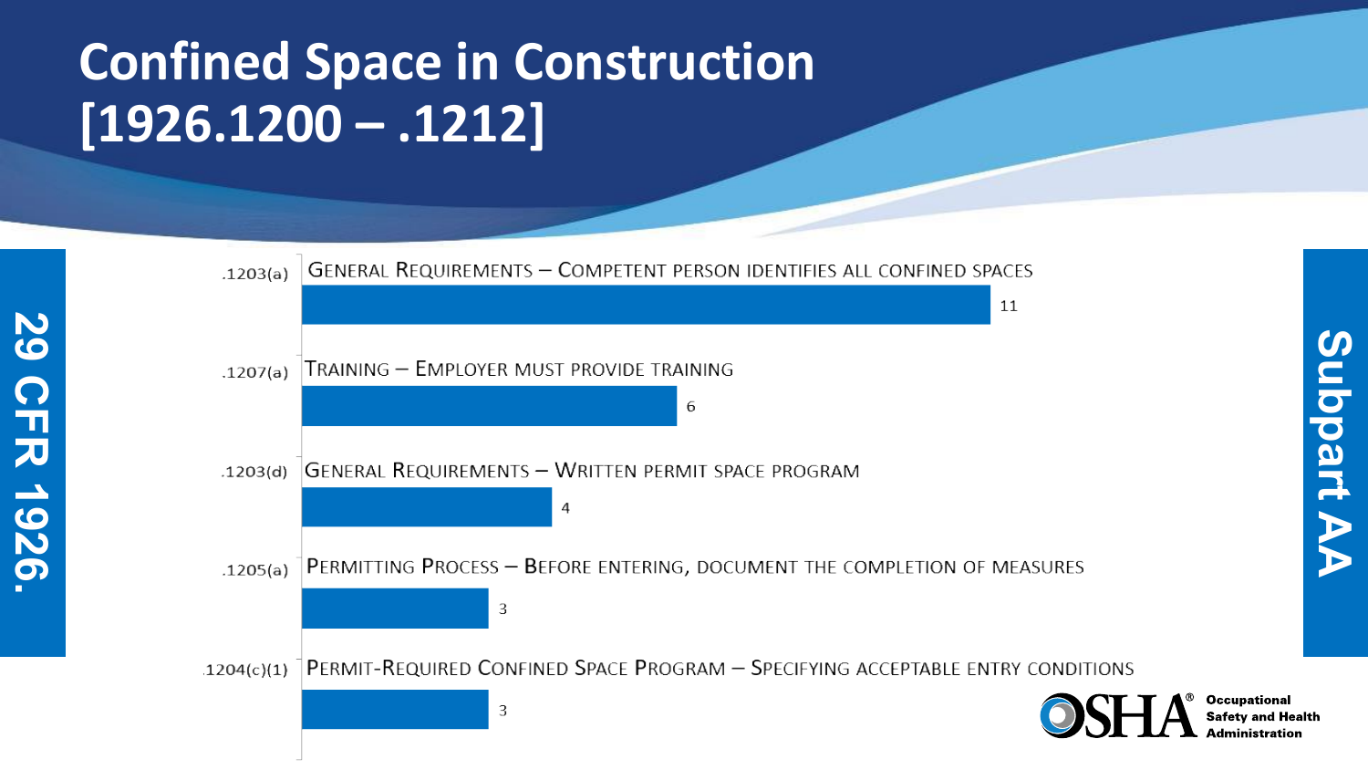# Confined Space in Construction [1926.1200 – .1212]

29 CFR 1926.

Subpart AA

| Section | Requirement | Count |
| --- | --- | --- |
| .1203(a) | General Requirements – Competent person identifies all confined spaces | 11 |
| .1207(a) | Training – Employer must provide training | 6 |
| .1203(d) | General Requirements – Written permit space program | 4 |
| .1205(a) | Permitting Process – Before entering, document the completion of measures | 3 |
| .1204(c)(1) | Permit-Required Confined Space Program – Specifying acceptable entry conditions | 3 |

OSHA® Occupational Safety and Health Administration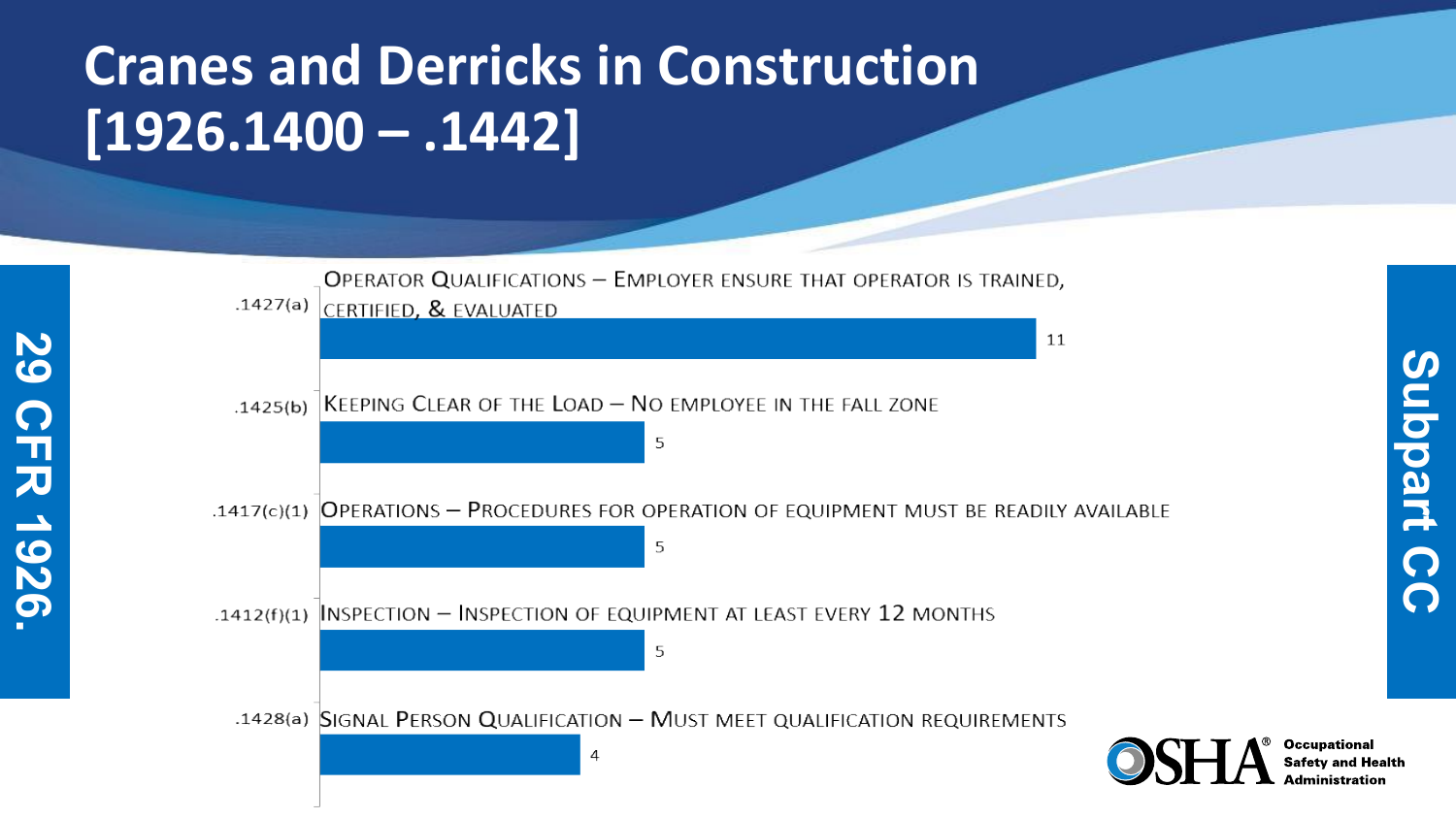# Cranes and Derricks in Construction [1926.1400 – .1442]

29 CFR 1926.

Subpart CC

.1427(a) Operator Qualifications – Employer ensure that operator is trained, certified, & evaluated

11

.1425(b) Keeping Clear of the Load – No employee in the fall zone

5

.1417(c)(1) Operations – Procedures for operation of equipment must be readily available

5

.1412(f)(1) Inspection – Inspection of equipment at least every 12 months

5

.1428(a) Signal Person Qualification – Must meet qualification requirements

4

OSHA® Occupational Safety and Health Administration